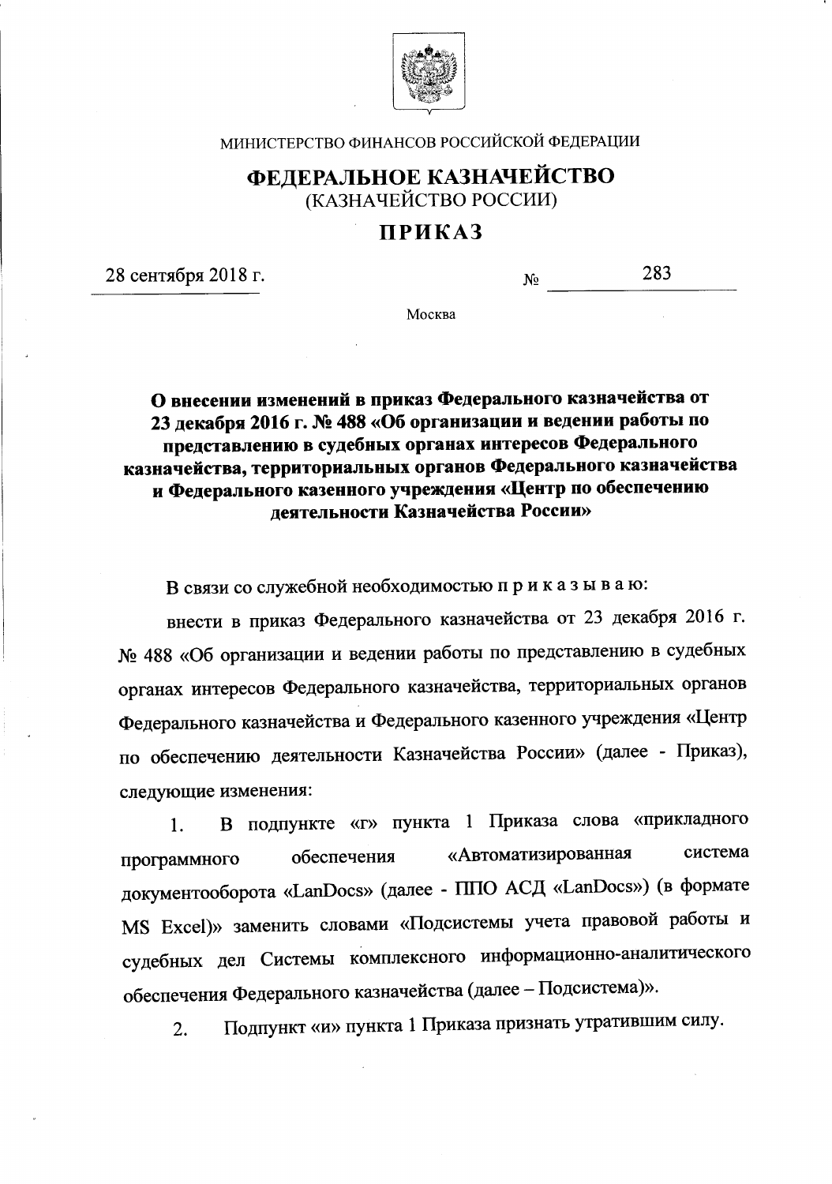МИНИСТЕРСТВО ФИНАНСОВ РОССИЙСКОЙ ФЕДЕРАЦИИ

# ФЕДЕРАЛЬНОЕ КАЗНАЧЕЙСТВО

(КАЗНАЧЕЙСТВО РОССИИ)

# ПРИКАЗ

28 сентября 2018 г. № 283

Москва

**О внесении изменений в приказ Федерального казначейства от 23 декабря 2016 г. № 488 «Об организации и ведении работы по представлению в судебных органах интересов Федерального казначейства, территориальных органов Федерального казначейства и Федерального казенного учреждения «Центр по обеспечению деятельности Казначейства России»**

В связи со служебной необходимостью п р и к а з ы в а ю:

внести в приказ Федерального казначейства от 23 декабря 2016 г. № 488 «Об организации и ведении работы по представлению в судебных органах интересов Федерального казначейства, территориальных органов Федерального казначейства и Федерального казенного учреждения «Центр по обеспечению деятельности Казначейства России» (далее - Приказ), следующие изменения:

1. В подпункте «г» пункта 1 Приказа слова «прикладного программного обеспечения «Автоматизированная система документооборота «LanDocs» (далее - ППО АСД «LanDocs») (в формате MS Excel)» заменить словами «Подсистемы учета правовой работы и судебных дел Системы комплексного информационно-аналитического обеспечения Федерального казначейства (далее – Подсистема)».

2. Подпункт «и» пункта 1 Приказа признать утратившим силу.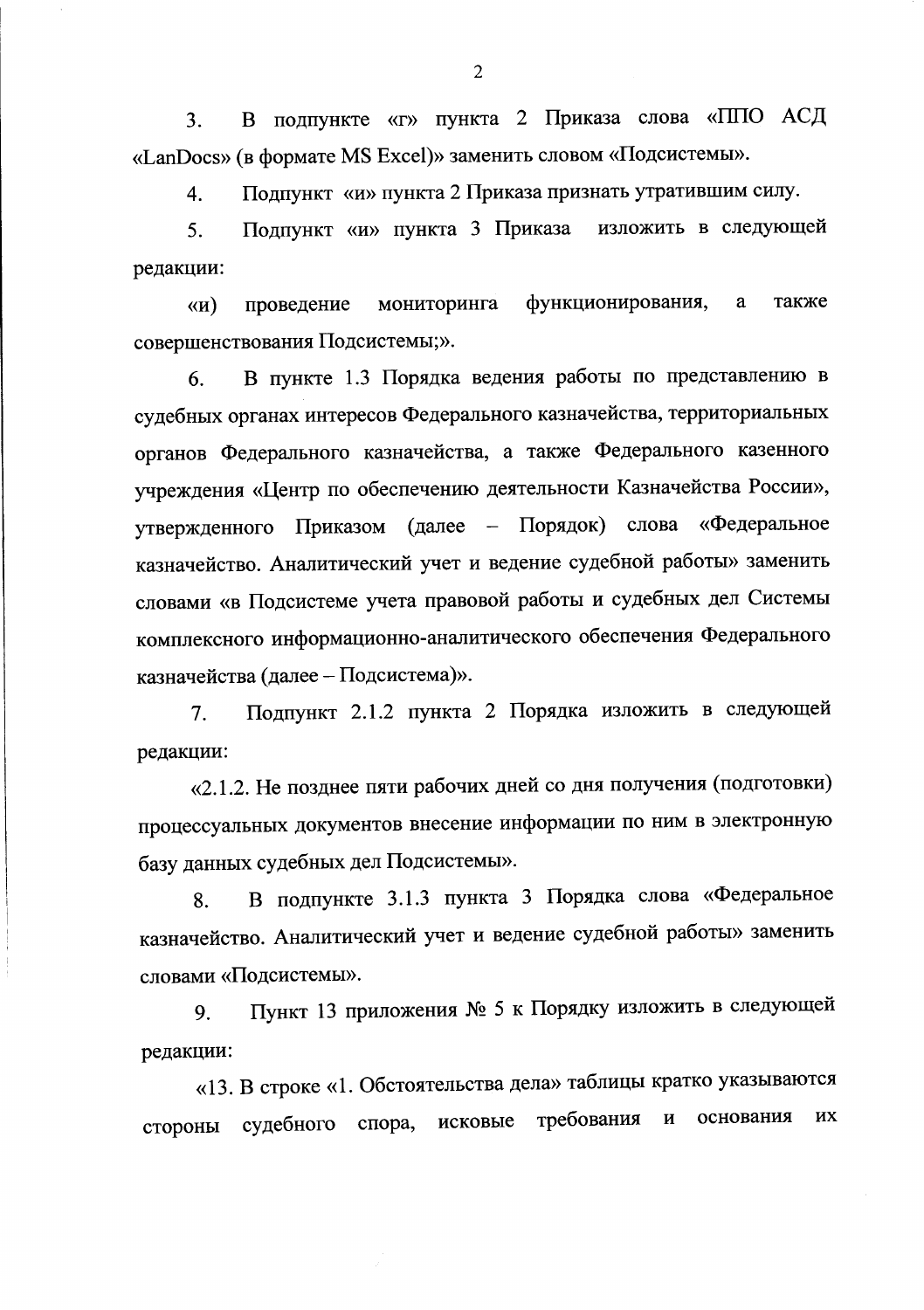3. В подпункте «г» пункта 2 Приказа слова «ППО АСД «LanDocs» (в формате MS Excel)» заменить словом «Подсистемы».

4. Подпункт «и» пункта 2 Приказа признать утратившим силу.

5. Подпункт «и» пункта 3 Приказа изложить в следующей редакции:

«и) проведение мониторинга функционирования, а также совершенствования Подсистемы;».

6. В пункте 1.3 Порядка ведения работы по представлению в судебных органах интересов Федерального казначейства, территориальных органов Федерального казначейства, а также Федерального казенного учреждения «Центр по обеспечению деятельности Казначейства России», утвержденного Приказом (далее – Порядок) слова «Федеральное казначейство. Аналитический учет и ведение судебной работы» заменить словами «в Подсистеме учета правовой работы и судебных дел Системы комплексного информационно-аналитического обеспечения Федерального казначейства (далее – Подсистема)».

7. Подпункт 2.1.2 пункта 2 Порядка изложить в следующей редакции:

«2.1.2. Не позднее пяти рабочих дней со дня получения (подготовки) процессуальных документов внесение информации по ним в электронную базу данных судебных дел Подсистемы».

8. В подпункте 3.1.3 пункта 3 Порядка слова «Федеральное казначейство. Аналитический учет и ведение судебной работы» заменить словами «Подсистемы».

9. Пункт 13 приложения № 5 к Порядку изложить в следующей редакции:

«13. В строке «1. Обстоятельства дела» таблицы кратко указываются стороны судебного спора, исковые требования и основания их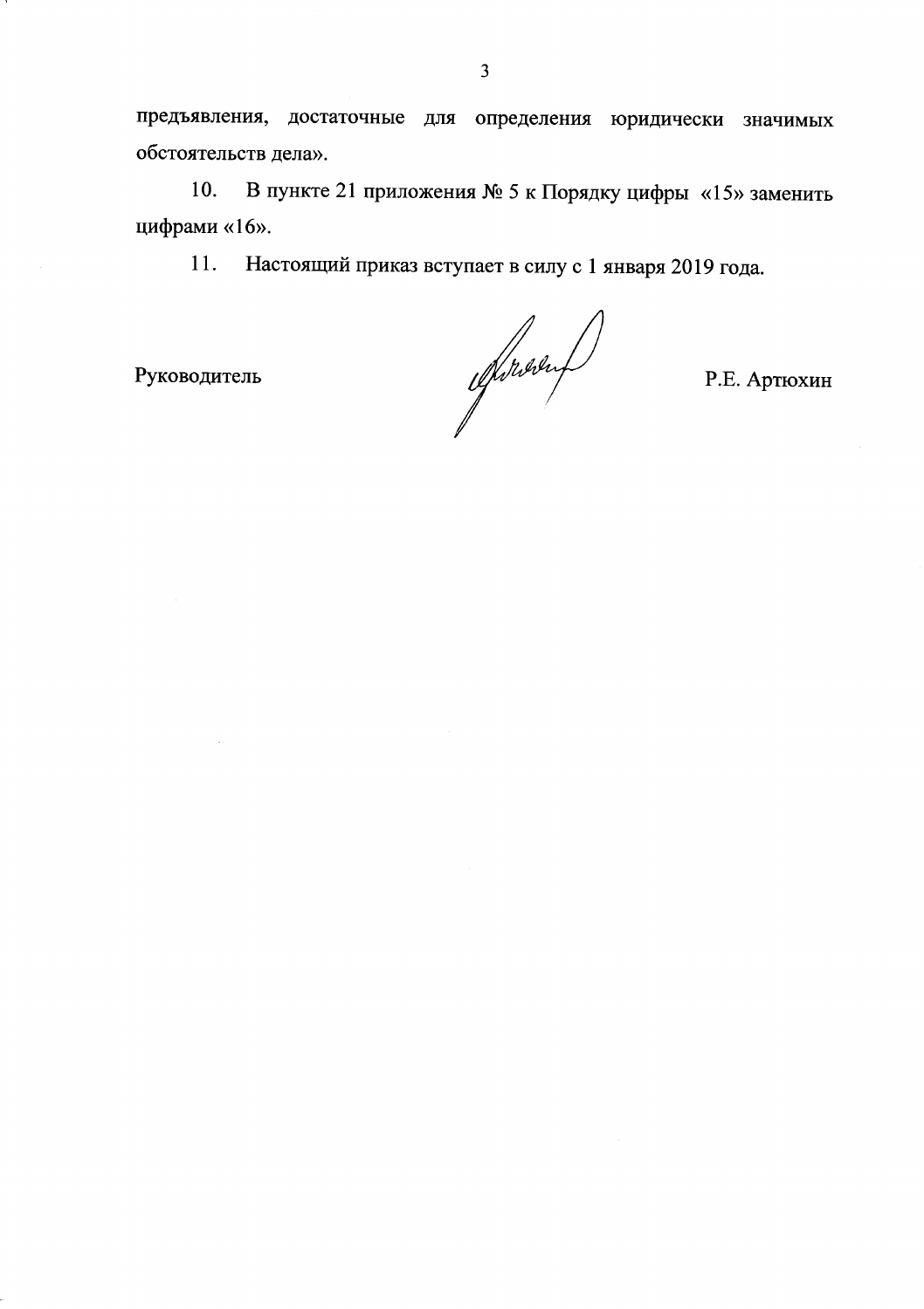предъявления, достаточные для определения юридически значимых обстоятельств дела».

10. В пункте 21 приложения № 5 к Порядку цифры «15» заменить цифрами «16».

11. Настоящий приказ вступает в силу с 1 января 2019 года.

Руководитель Р.Е. Артюхин